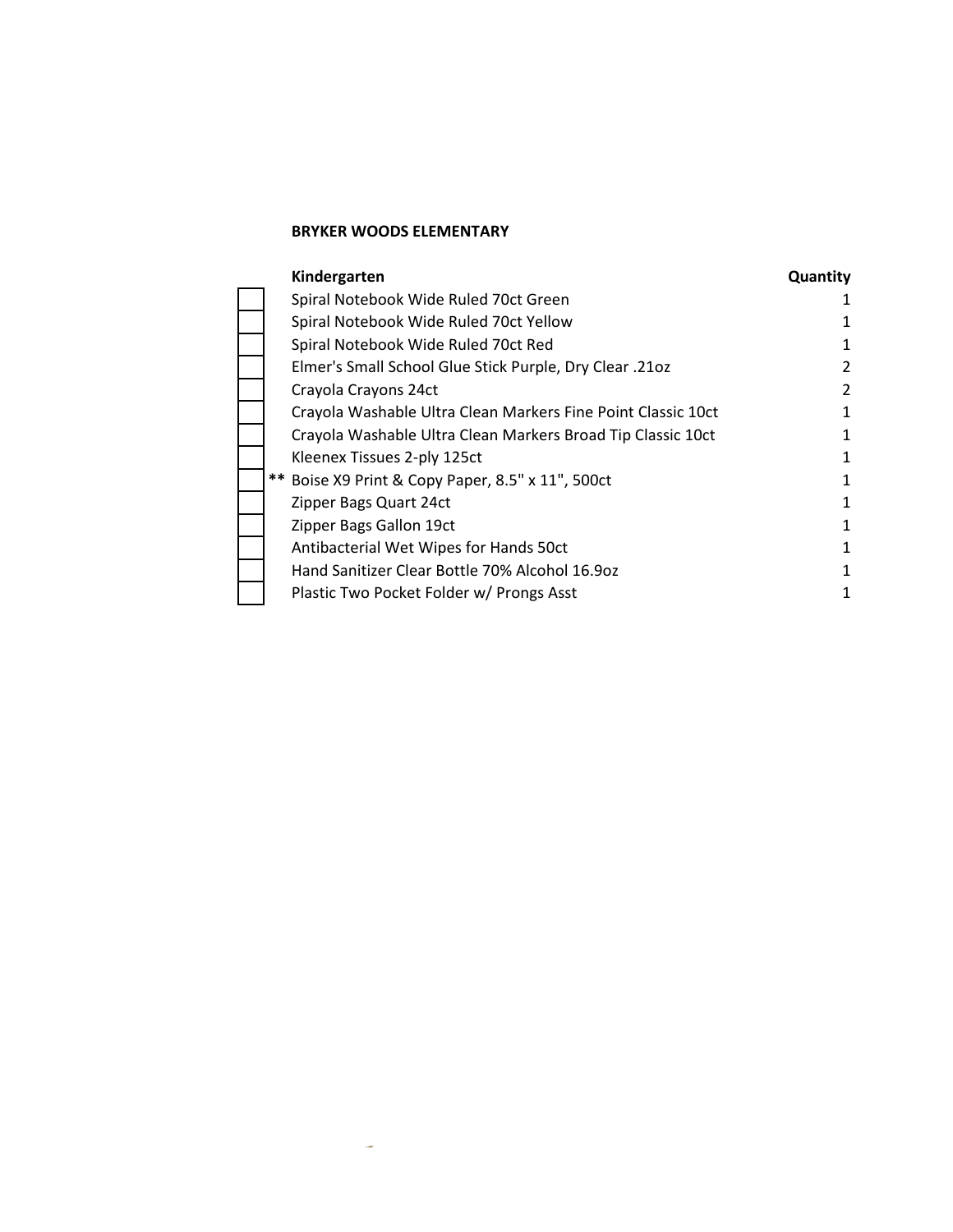**BRYKER WOODS ELEMENTARY**

| | Kindergarten | Quantity |
|---|---|---|
| ☐ | Spiral Notebook Wide Ruled 70ct Green | 1 |
| ☐ | Spiral Notebook Wide Ruled 70ct Yellow | 1 |
| ☐ | Spiral Notebook Wide Ruled 70ct Red | 1 |
| ☐ | Elmer's Small School Glue Stick Purple, Dry Clear .21oz | 2 |
| ☐ | Crayola Crayons 24ct | 2 |
| ☐ | Crayola Washable Ultra Clean Markers Fine Point Classic 10ct | 1 |
| ☐ | Crayola Washable Ultra Clean Markers Broad Tip Classic 10ct | 1 |
| ☐ | Kleenex Tissues 2-ply 125ct | 1 |
| ☐ ** | Boise X9 Print & Copy Paper, 8.5" x 11", 500ct | 1 |
| ☐ | Zipper Bags Quart 24ct | 1 |
| ☐ | Zipper Bags Gallon 19ct | 1 |
| ☐ | Antibacterial Wet Wipes for Hands 50ct | 1 |
| ☐ | Hand Sanitizer Clear Bottle 70% Alcohol 16.9oz | 1 |
| ☐ | Plastic Two Pocket Folder w/ Prongs Asst | 1 |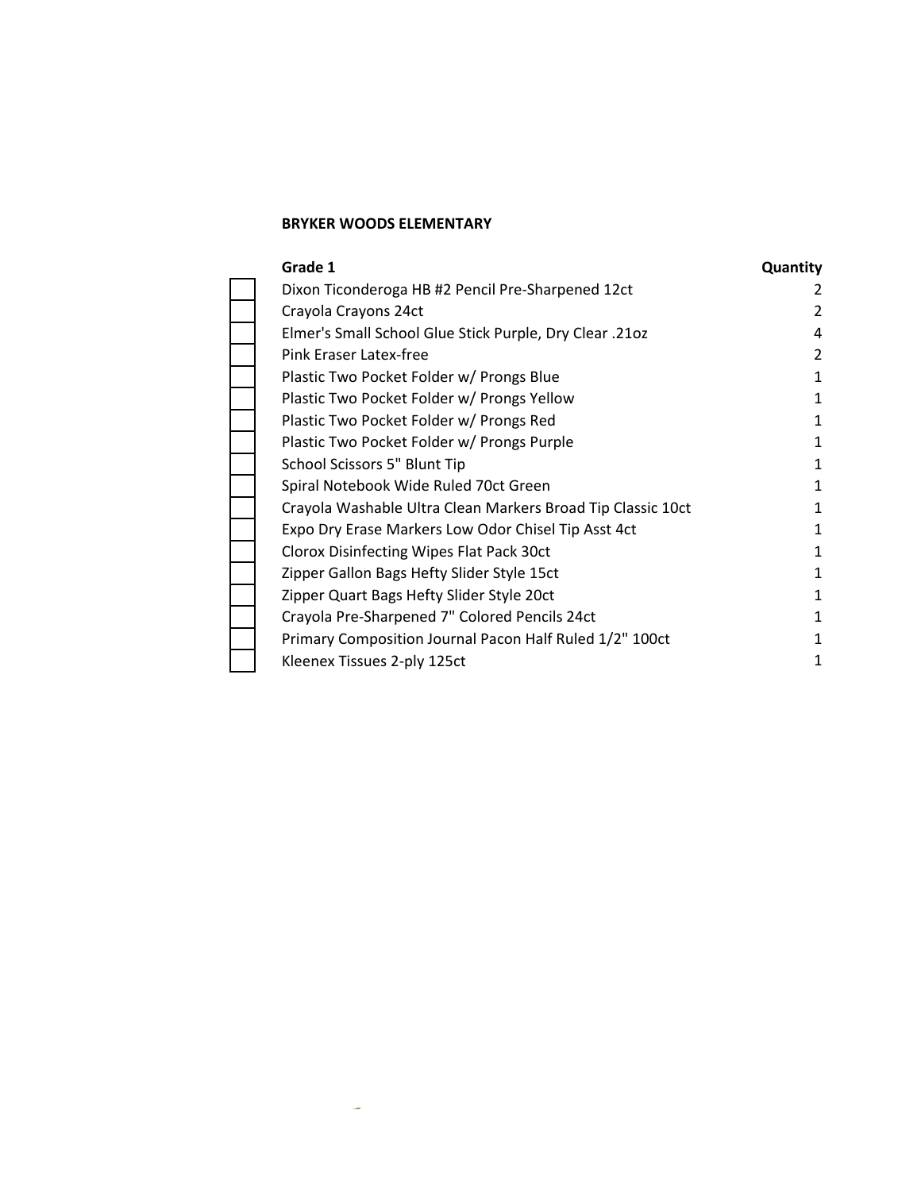**BRYKER WOODS ELEMENTARY**

| | Grade 1 | Quantity |
|---|---|---|
| ☐ | Dixon Ticonderoga HB #2 Pencil Pre-Sharpened 12ct | 2 |
| ☐ | Crayola Crayons 24ct | 2 |
| ☐ | Elmer's Small School Glue Stick Purple, Dry Clear .21oz | 4 |
| ☐ | Pink Eraser Latex-free | 2 |
| ☐ | Plastic Two Pocket Folder w/ Prongs Blue | 1 |
| ☐ | Plastic Two Pocket Folder w/ Prongs Yellow | 1 |
| ☐ | Plastic Two Pocket Folder w/ Prongs Red | 1 |
| ☐ | Plastic Two Pocket Folder w/ Prongs Purple | 1 |
| ☐ | School Scissors 5" Blunt Tip | 1 |
| ☐ | Spiral Notebook Wide Ruled 70ct Green | 1 |
| ☐ | Crayola Washable Ultra Clean Markers Broad Tip Classic 10ct | 1 |
| ☐ | Expo Dry Erase Markers Low Odor Chisel Tip Asst 4ct | 1 |
| ☐ | Clorox Disinfecting Wipes Flat Pack 30ct | 1 |
| ☐ | Zipper Gallon Bags Hefty Slider Style 15ct | 1 |
| ☐ | Zipper Quart Bags Hefty Slider Style 20ct | 1 |
| ☐ | Crayola Pre-Sharpened 7" Colored Pencils 24ct | 1 |
| ☐ | Primary Composition Journal Pacon Half Ruled 1/2" 100ct | 1 |
| ☐ | Kleenex Tissues 2-ply 125ct | 1 |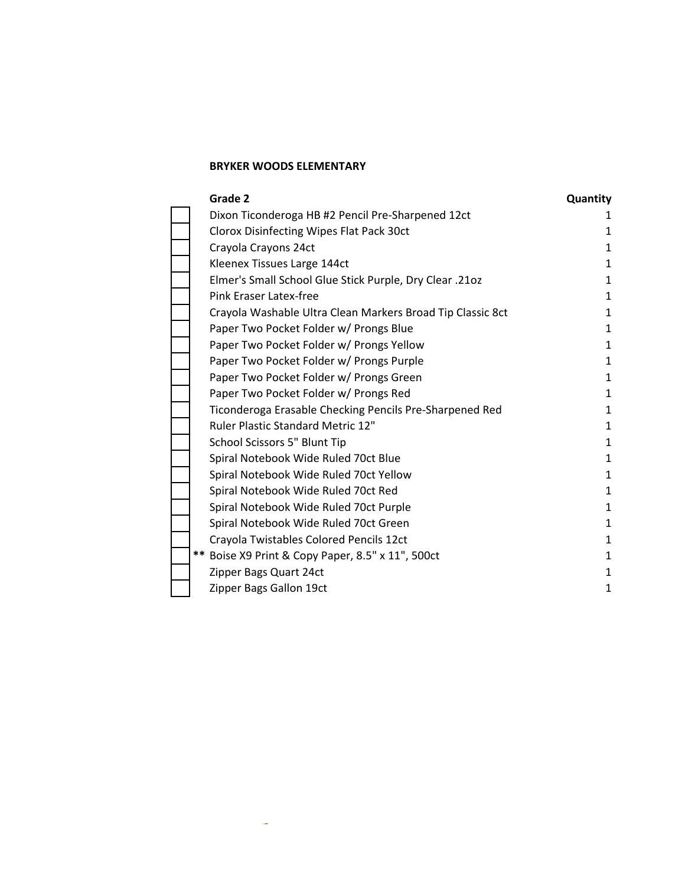**BRYKER WOODS ELEMENTARY**

| | **Grade 2** | **Quantity** |
|---|---|---|
| ☐ | Dixon Ticonderoga HB #2 Pencil Pre-Sharpened 12ct | 1 |
| ☐ | Clorox Disinfecting Wipes Flat Pack 30ct | 1 |
| ☐ | Crayola Crayons 24ct | 1 |
| ☐ | Kleenex Tissues Large 144ct | 1 |
| ☐ | Elmer's Small School Glue Stick Purple, Dry Clear .21oz | 1 |
| ☐ | Pink Eraser Latex-free | 1 |
| ☐ | Crayola Washable Ultra Clean Markers Broad Tip Classic 8ct | 1 |
| ☐ | Paper Two Pocket Folder w/ Prongs Blue | 1 |
| ☐ | Paper Two Pocket Folder w/ Prongs Yellow | 1 |
| ☐ | Paper Two Pocket Folder w/ Prongs Purple | 1 |
| ☐ | Paper Two Pocket Folder w/ Prongs Green | 1 |
| ☐ | Paper Two Pocket Folder w/ Prongs Red | 1 |
| ☐ | Ticonderoga Erasable Checking Pencils Pre-Sharpened Red | 1 |
| ☐ | Ruler Plastic Standard Metric 12" | 1 |
| ☐ | School Scissors 5" Blunt Tip | 1 |
| ☐ | Spiral Notebook Wide Ruled 70ct Blue | 1 |
| ☐ | Spiral Notebook Wide Ruled 70ct Yellow | 1 |
| ☐ | Spiral Notebook Wide Ruled 70ct Red | 1 |
| ☐ | Spiral Notebook Wide Ruled 70ct Purple | 1 |
| ☐ | Spiral Notebook Wide Ruled 70ct Green | 1 |
| ☐ | Crayola Twistables Colored Pencils 12ct | 1 |
| ☐ ** | Boise X9 Print & Copy Paper, 8.5" x 11", 500ct | 1 |
| ☐ | Zipper Bags Quart 24ct | 1 |
| ☐ | Zipper Bags Gallon 19ct | 1 |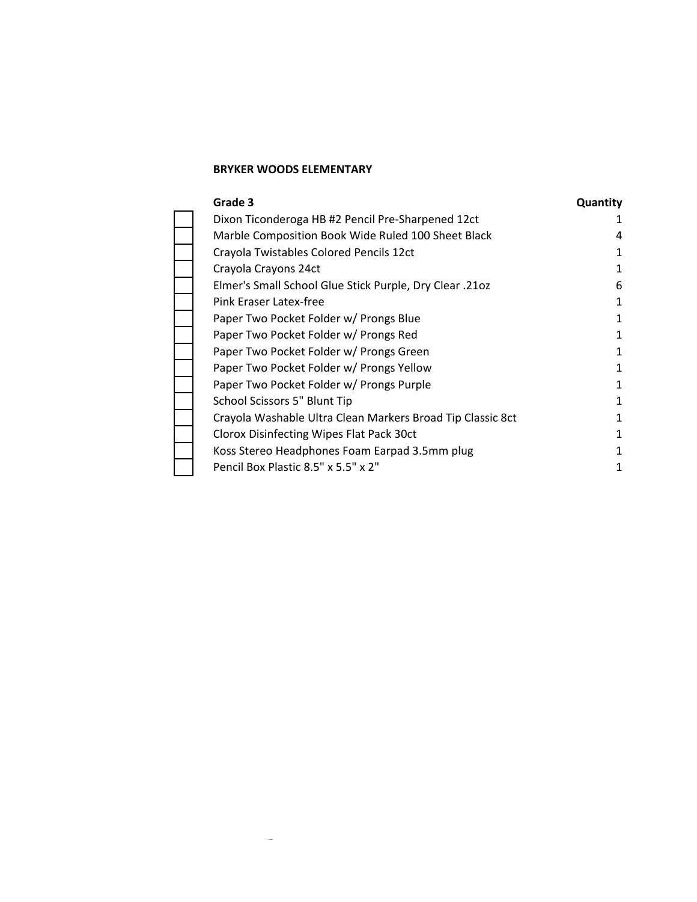**BRYKER WOODS ELEMENTARY**

| | Grade 3 | Quantity |
|---|---|---|
| ☐ | Dixon Ticonderoga HB #2 Pencil Pre-Sharpened 12ct | 1 |
| ☐ | Marble Composition Book Wide Ruled 100 Sheet Black | 4 |
| ☐ | Crayola Twistables Colored Pencils 12ct | 1 |
| ☐ | Crayola Crayons 24ct | 1 |
| ☐ | Elmer's Small School Glue Stick Purple, Dry Clear .21oz | 6 |
| ☐ | Pink Eraser Latex-free | 1 |
| ☐ | Paper Two Pocket Folder w/ Prongs Blue | 1 |
| ☐ | Paper Two Pocket Folder w/ Prongs Red | 1 |
| ☐ | Paper Two Pocket Folder w/ Prongs Green | 1 |
| ☐ | Paper Two Pocket Folder w/ Prongs Yellow | 1 |
| ☐ | Paper Two Pocket Folder w/ Prongs Purple | 1 |
| ☐ | School Scissors 5" Blunt Tip | 1 |
| ☐ | Crayola Washable Ultra Clean Markers Broad Tip Classic 8ct | 1 |
| ☐ | Clorox Disinfecting Wipes Flat Pack 30ct | 1 |
| ☐ | Koss Stereo Headphones Foam Earpad 3.5mm plug | 1 |
| ☐ | Pencil Box Plastic 8.5" x 5.5" x 2" | 1 |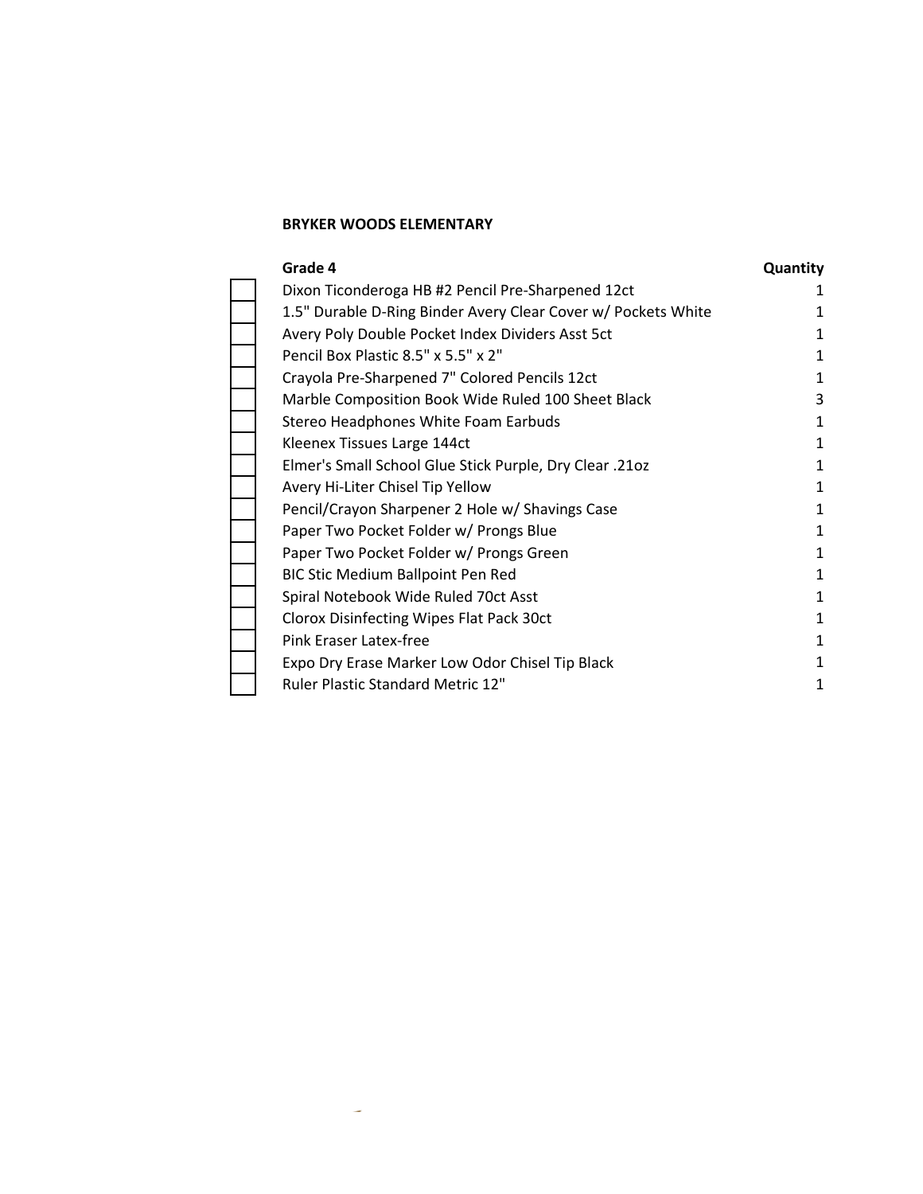**BRYKER WOODS ELEMENTARY**

| Grade 4 | Quantity |
| --- | --- |
| Dixon Ticonderoga HB #2 Pencil Pre-Sharpened 12ct | 1 |
| 1.5" Durable D-Ring Binder Avery Clear Cover w/ Pockets White | 1 |
| Avery Poly Double Pocket Index Dividers Asst 5ct | 1 |
| Pencil Box Plastic 8.5" x 5.5" x 2" | 1 |
| Crayola Pre-Sharpened 7" Colored Pencils 12ct | 1 |
| Marble Composition Book Wide Ruled 100 Sheet Black | 3 |
| Stereo Headphones White Foam Earbuds | 1 |
| Kleenex Tissues Large 144ct | 1 |
| Elmer's Small School Glue Stick Purple, Dry Clear .21oz | 1 |
| Avery Hi-Liter Chisel Tip Yellow | 1 |
| Pencil/Crayon Sharpener 2 Hole w/ Shavings Case | 1 |
| Paper Two Pocket Folder w/ Prongs Blue | 1 |
| Paper Two Pocket Folder w/ Prongs Green | 1 |
| BIC Stic Medium Ballpoint Pen Red | 1 |
| Spiral Notebook Wide Ruled 70ct Asst | 1 |
| Clorox Disinfecting Wipes Flat Pack 30ct | 1 |
| Pink Eraser Latex-free | 1 |
| Expo Dry Erase Marker Low Odor Chisel Tip Black | 1 |
| Ruler Plastic Standard Metric 12" | 1 |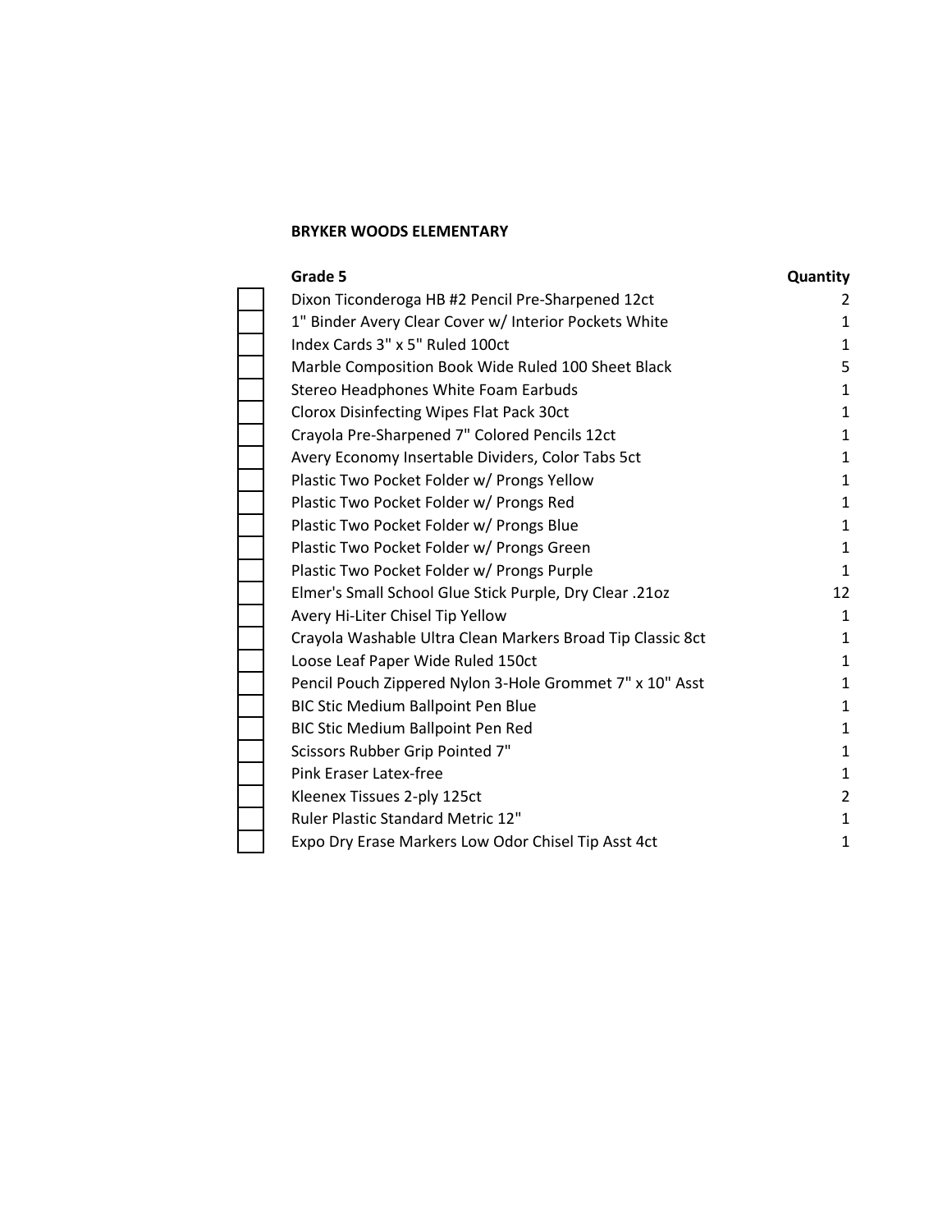**BRYKER WOODS ELEMENTARY**

| | Grade 5 | Quantity |
|---|---|---|
| ☐ | Dixon Ticonderoga HB #2 Pencil Pre-Sharpened 12ct | 2 |
| ☐ | 1" Binder Avery Clear Cover w/ Interior Pockets White | 1 |
| ☐ | Index Cards 3" x 5" Ruled 100ct | 1 |
| ☐ | Marble Composition Book Wide Ruled 100 Sheet Black | 5 |
| ☐ | Stereo Headphones White Foam Earbuds | 1 |
| ☐ | Clorox Disinfecting Wipes Flat Pack 30ct | 1 |
| ☐ | Crayola Pre-Sharpened 7" Colored Pencils 12ct | 1 |
| ☐ | Avery Economy Insertable Dividers, Color Tabs 5ct | 1 |
| ☐ | Plastic Two Pocket Folder w/ Prongs Yellow | 1 |
| ☐ | Plastic Two Pocket Folder w/ Prongs Red | 1 |
| ☐ | Plastic Two Pocket Folder w/ Prongs Blue | 1 |
| ☐ | Plastic Two Pocket Folder w/ Prongs Green | 1 |
| ☐ | Plastic Two Pocket Folder w/ Prongs Purple | 1 |
| ☐ | Elmer's Small School Glue Stick Purple, Dry Clear .21oz | 12 |
| ☐ | Avery Hi-Liter Chisel Tip Yellow | 1 |
| ☐ | Crayola Washable Ultra Clean Markers Broad Tip Classic 8ct | 1 |
| ☐ | Loose Leaf Paper Wide Ruled 150ct | 1 |
| ☐ | Pencil Pouch Zippered Nylon 3-Hole Grommet 7" x 10" Asst | 1 |
| ☐ | BIC Stic Medium Ballpoint Pen Blue | 1 |
| ☐ | BIC Stic Medium Ballpoint Pen Red | 1 |
| ☐ | Scissors Rubber Grip Pointed 7" | 1 |
| ☐ | Pink Eraser Latex-free | 1 |
| ☐ | Kleenex Tissues 2-ply 125ct | 2 |
| ☐ | Ruler Plastic Standard Metric 12" | 1 |
| ☐ | Expo Dry Erase Markers Low Odor Chisel Tip Asst 4ct | 1 |